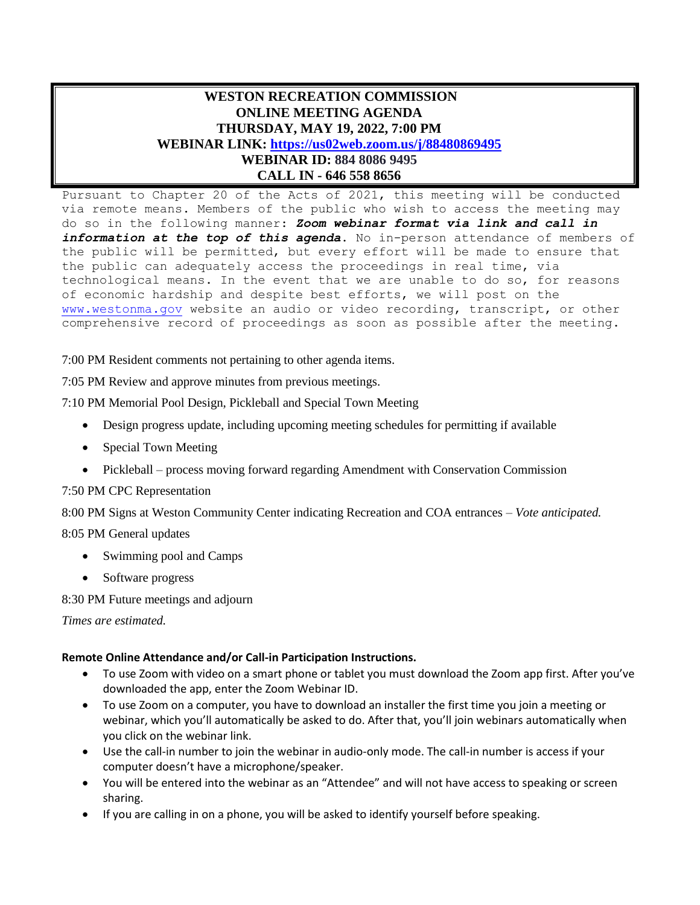**WESTON RECREATION COMMISSION**
**ONLINE MEETING AGENDA**
**THURSDAY, MAY 19, 2022, 7:00 PM**
**WEBINAR LINK: [https://us02web.zoom.us/j/88480869495](https://us02web.zoom.us/j/88480869495)**
**WEBINAR ID: 884 8086 9495**
**CALL IN - 646 558 8656**

Pursuant to Chapter 20 of the Acts of 2021, this meeting will be conducted via remote means. Members of the public who wish to access the meeting may do so in the following manner: ***Zoom webinar format via link and call in information at the top of this agenda***. No in-person attendance of members of the public will be permitted, but every effort will be made to ensure that the public can adequately access the proceedings in real time, via technological means. In the event that we are unable to do so, for reasons of economic hardship and despite best efforts, we will post on the [www.westonma.gov](http://www.westonma.gov) website an audio or video recording, transcript, or other comprehensive record of proceedings as soon as possible after the meeting.

7:00 PM Resident comments not pertaining to other agenda items.

7:05 PM Review and approve minutes from previous meetings.

7:10 PM Memorial Pool Design, Pickleball and Special Town Meeting

- Design progress update, including upcoming meeting schedules for permitting if available
- Special Town Meeting
- Pickleball – process moving forward regarding Amendment with Conservation Commission

7:50 PM CPC Representation

8:00 PM Signs at Weston Community Center indicating Recreation and COA entrances – *Vote anticipated.*

8:05 PM General updates

- Swimming pool and Camps
- Software progress

8:30 PM Future meetings and adjourn

*Times are estimated.*

**Remote Online Attendance and/or Call-in Participation Instructions.**

- To use Zoom with video on a smart phone or tablet you must download the Zoom app first. After you've downloaded the app, enter the Zoom Webinar ID.
- To use Zoom on a computer, you have to download an installer the first time you join a meeting or webinar, which you'll automatically be asked to do. After that, you'll join webinars automatically when you click on the webinar link.
- Use the call-in number to join the webinar in audio-only mode. The call-in number is access if your computer doesn't have a microphone/speaker.
- You will be entered into the webinar as an "Attendee" and will not have access to speaking or screen sharing.
- If you are calling in on a phone, you will be asked to identify yourself before speaking.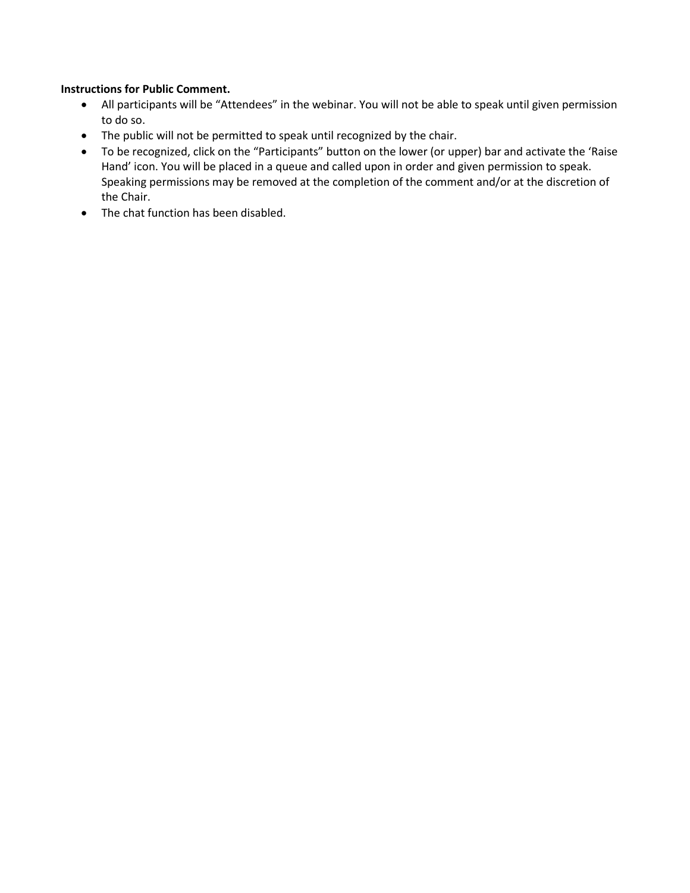**Instructions for Public Comment.**

- All participants will be "Attendees" in the webinar. You will not be able to speak until given permission to do so.
- The public will not be permitted to speak until recognized by the chair.
- To be recognized, click on the "Participants" button on the lower (or upper) bar and activate the 'Raise Hand' icon. You will be placed in a queue and called upon in order and given permission to speak. Speaking permissions may be removed at the completion of the comment and/or at the discretion of the Chair.
- The chat function has been disabled.